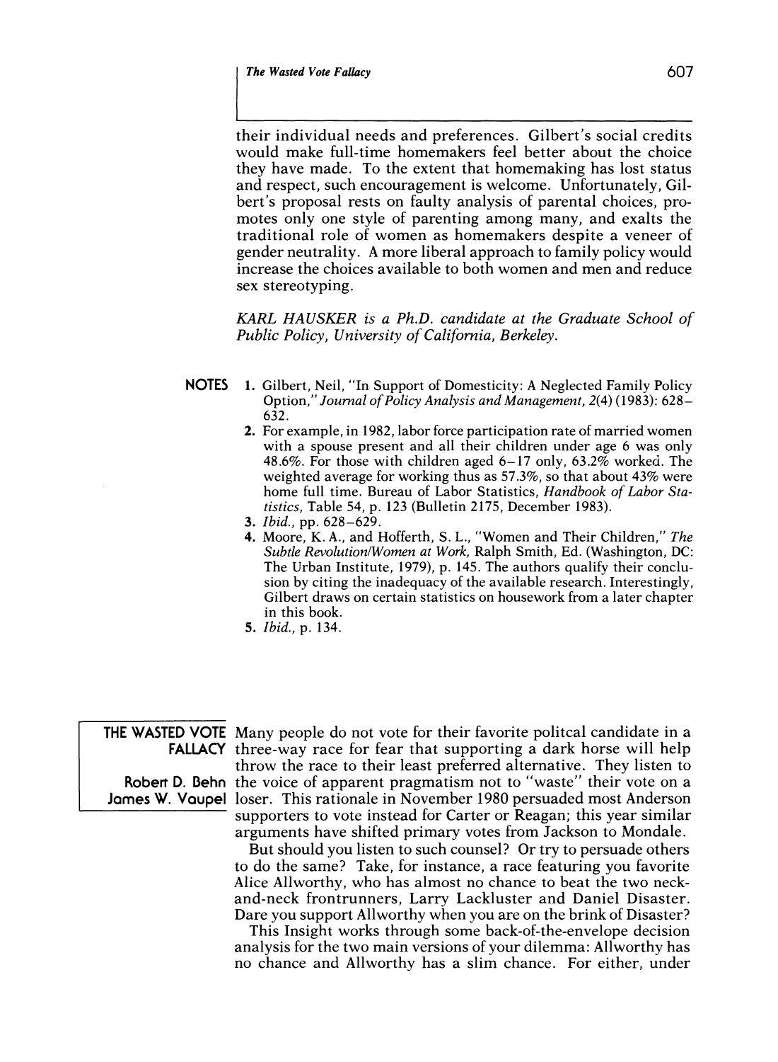their individual needs and preferences. Gilbert's social credits would make full-time homemakers feel better about the choice they have made. To the extent that homemaking has lost status and respect, such encouragement is welcome. Unfortunately, Gilbert's proposal rests on faulty analysis of parental choices, promotes only one style of parenting among many, and exalts the traditional role of women as homemakers despite a veneer of gender neutrality. A more liberal approach to family policy would increase the choices available to both women and men and reduce sex stereotyping.

*KARL HAUSKER is a Ph.D. candidate at the Graduate School of Public Policy, University of California, Berkeley.*

**NOTES**

1. Gilbert, Neil, "In Support of Domesticity: A Neglected Family Policy Option," *Journal of Policy Analysis and Management*, 2(4) (1983): 628–632.
2. For example, in 1982, labor force participation rate of married women with a spouse present and all their children under age 6 was only 48.6%. For those with children aged 6–17 only, 63.2% worked. The weighted average for working thus as 57.3%, so that about 43% were home full time. Bureau of Labor Statistics, *Handbook of Labor Statistics*, Table 54, p. 123 (Bulletin 2175, December 1983).
3. *Ibid.*, pp. 628–629.
4. Moore, K. A., and Hofferth, S. L., "Women and Their Children," *The Subtle Revolution/Women at Work*, Ralph Smith, Ed. (Washington, DC: The Urban Institute, 1979), p. 145. The authors qualify their conclusion by citing the inadequacy of the available research. Interestingly, Gilbert draws on certain statistics on housework from a later chapter in this book.
5. *Ibid.*, p. 134.

# THE WASTED VOTE FALLACY

**Robert D. Behn**
**James W. Vaupel**

Many people do not vote for their favorite politcal candidate in a three-way race for fear that supporting a dark horse will help throw the race to their least preferred alternative. They listen to the voice of apparent pragmatism not to "waste" their vote on a loser. This rationale in November 1980 persuaded most Anderson supporters to vote instead for Carter or Reagan; this year similar arguments have shifted primary votes from Jackson to Mondale.

But should you listen to such counsel? Or try to persuade others to do the same? Take, for instance, a race featuring you favorite Alice Allworthy, who has almost no chance to beat the two neck-and-neck frontrunners, Larry Lackluster and Daniel Disaster. Dare you support Allworthy when you are on the brink of Disaster?

This Insight works through some back-of-the-envelope decision analysis for the two main versions of your dilemma: Allworthy has no chance and Allworthy has a slim chance. For either, under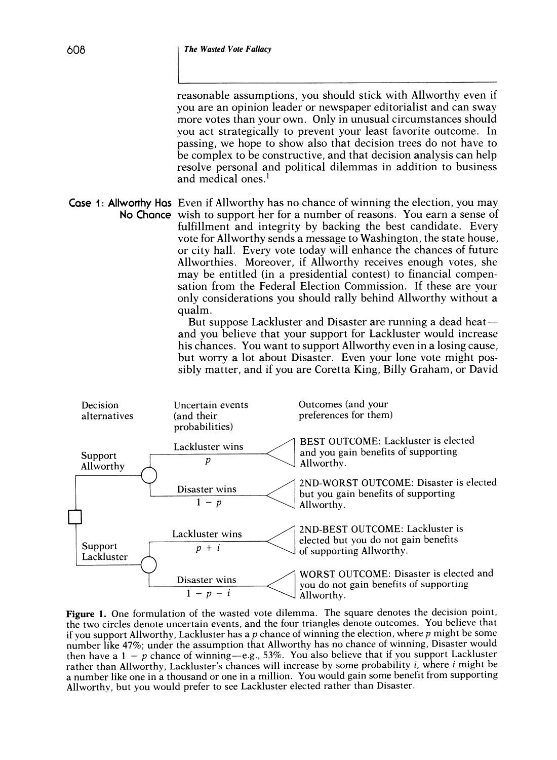reasonable assumptions, you should stick with Allworthy even if you are an opinion leader or newspaper editorialist and can sway more votes than your own. Only in unusual circumstances should you act strategically to prevent your least favorite outcome. In passing, we hope to show also that decision trees do not have to be complex to be constructive, and that decision analysis can help resolve personal and political dilemmas in addition to business and medical ones.[1]

## Case 1: Allworthy Has No Chance

Even if Allworthy has no chance of winning the election, you may wish to support her for a number of reasons. You earn a sense of fulfillment and integrity by backing the best candidate. Every vote for Allworthy sends a message to Washington, the state house, or city hall. Every vote today will enhance the chances of future Allworthies. Moreover, if Allworthy receives enough votes, she may be entitled (in a presidential contest) to financial compensation from the Federal Election Commission. If these are your only considerations you should rally behind Allworthy without a qualm.

But suppose Lackluster and Disaster are running a dead heat—and you believe that your support for Lackluster would increase his chances. You want to support Allworthy even in a losing cause, but worry a lot about Disaster. Even your lone vote might possibly matter, and if you are Coretta King, Billy Graham, or David

| Decision alternatives | Uncertain events (and their probabilities) | Outcomes (and your preferences for them) |
|---|---|---|
| Support Allworthy | Lackluster wins $p$ | BEST OUTCOME: Lackluster is elected and you gain benefits of supporting Allworthy. |
| | Disaster wins $1 - p$ | 2ND-WORST OUTCOME: Disaster is elected but you gain benefits of supporting Allworthy. |
| Support Lackluster | Lackluster wins $p + i$ | 2ND-BEST OUTCOME: Lackluster is elected but you do not gain benefits of supporting Allworthy. |
| | Disaster wins $1 - p - i$ | WORST OUTCOME: Disaster is elected and you do not gain benefits of supporting Allworthy. |

**Figure 1.** One formulation of the wasted vote dilemma. The square denotes the decision point, the two circles denote uncertain events, and the four triangles denote outcomes. You believe that if you support Allworthy, Lackluster has a $p$ chance of winning the election, where $p$ might be some number like 47%; under the assumption that Allworthy has no chance of winning, Disaster would then have a $1 - p$ chance of winning—e.g., 53%. You also believe that if you support Lackluster rather than Allworthy, Lackluster's chances will increase by some probability $i$, where $i$ might be a number like one in a thousand or one in a million. You would gain some benefit from supporting Allworthy, but you would prefer to see Lackluster elected rather than Disaster.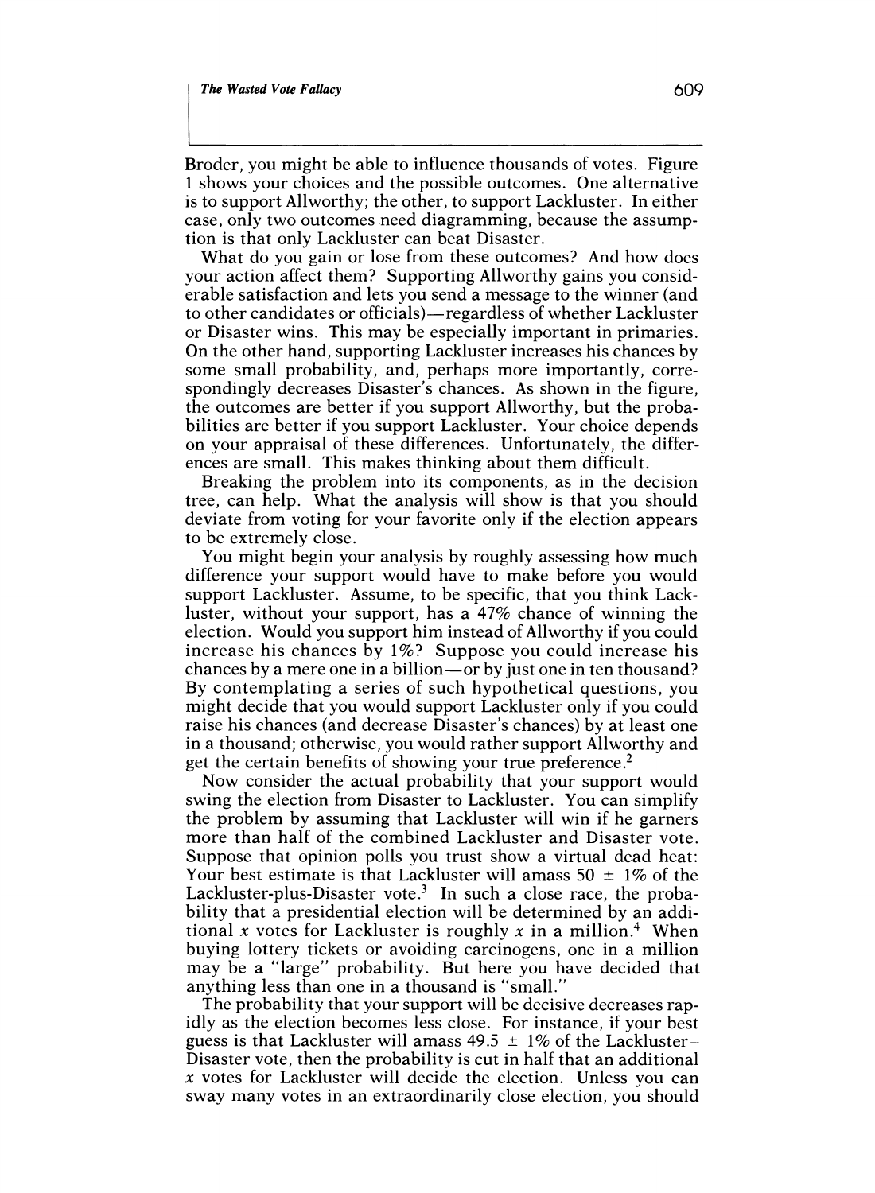Broder, you might be able to influence thousands of votes. Figure 1 shows your choices and the possible outcomes. One alternative is to support Allworthy; the other, to support Lackluster. In either case, only two outcomes need diagramming, because the assumption is that only Lackluster can beat Disaster.

What do you gain or lose from these outcomes? And how does your action affect them? Supporting Allworthy gains you considerable satisfaction and lets you send a message to the winner (and to other candidates or officials)—regardless of whether Lackluster or Disaster wins. This may be especially important in primaries. On the other hand, supporting Lackluster increases his chances by some small probability, and, perhaps more importantly, correspondingly decreases Disaster's chances. As shown in the figure, the outcomes are better if you support Allworthy, but the probabilities are better if you support Lackluster. Your choice depends on your appraisal of these differences. Unfortunately, the differences are small. This makes thinking about them difficult.

Breaking the problem into its components, as in the decision tree, can help. What the analysis will show is that you should deviate from voting for your favorite only if the election appears to be extremely close.

You might begin your analysis by roughly assessing how much difference your support would have to make before you would support Lackluster. Assume, to be specific, that you think Lackluster, without your support, has a 47% chance of winning the election. Would you support him instead of Allworthy if you could increase his chances by 1%? Suppose you could increase his chances by a mere one in a billion—or by just one in ten thousand? By contemplating a series of such hypothetical questions, you might decide that you would support Lackluster only if you could raise his chances (and decrease Disaster's chances) by at least one in a thousand; otherwise, you would rather support Allworthy and get the certain benefits of showing your true preference.[2]

Now consider the actual probability that your support would swing the election from Disaster to Lackluster. You can simplify the problem by assuming that Lackluster will win if he garners more than half of the combined Lackluster and Disaster vote. Suppose that opinion polls you trust show a virtual dead heat: Your best estimate is that Lackluster will amass $50 \pm 1\%$ of the Lackluster-plus-Disaster vote.[3] In such a close race, the probability that a presidential election will be determined by an additional $x$ votes for Lackluster is roughly $x$ in a million.[4] When buying lottery tickets or avoiding carcinogens, one in a million may be a "large" probability. But here you have decided that anything less than one in a thousand is "small."

The probability that your support will be decisive decreases rapidly as the election becomes less close. For instance, if your best guess is that Lackluster will amass $49.5 \pm 1\%$ of the Lackluster–Disaster vote, then the probability is cut in half that an additional $x$ votes for Lackluster will decide the election. Unless you can sway many votes in an extraordinarily close election, you should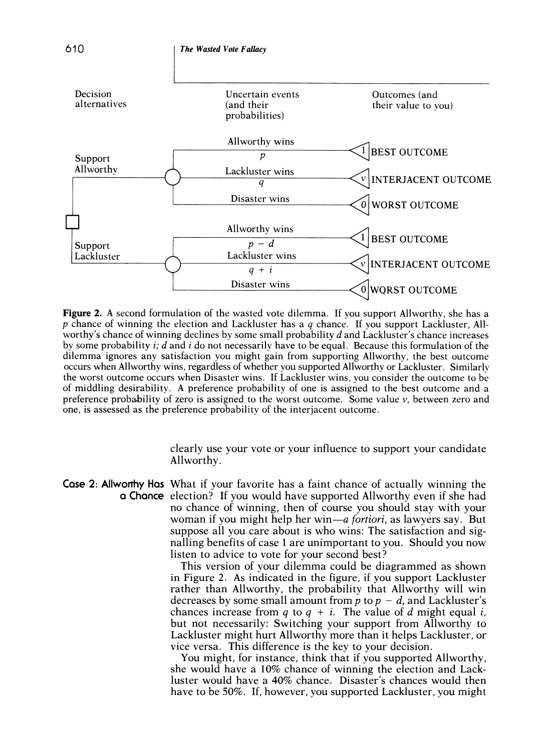| Decision alternatives | Uncertain events (and their probabilities) | Outcomes (and their value to you) |
|---|---|---|
| Support Allworthy | Allworthy wins, $p$ | 1 BEST OUTCOME |
| | Lackluster wins, $q$ | $v$ INTERJACENT OUTCOME |
| | Disaster wins | 0 WORST OUTCOME |
| Support Lackluster | Allworthy wins, $p - d$ | 1 BEST OUTCOME |
| | Lackluster wins, $q + i$ | $v$ INTERJACENT OUTCOME |
| | Disaster wins | 0 WORST OUTCOME |

**Figure 2.** A second formulation of the wasted vote dilemma. If you support Allworthy, she has a $p$ chance of winning the election and Lackluster has a $q$ chance. If you support Lackluster, Allworthy's chance of winning declines by some small probability $d$ and Lackluster's chance increases by some probability $i$; $d$ and $i$ do not necessarily have to be equal. Because this formulation of the dilemma ignores any satisfaction you might gain from supporting Allworthy, the best outcome occurs when Allworthy wins, regardless of whether you supported Allworthy or Lackluster. Similarly the worst outcome occurs when Disaster wins. If Lackluster wins, you consider the outcome to be of middling desirability. A preference probability of one is assigned to the best outcome and a preference probability of zero is assigned to the worst outcome. Some value $v$, between zero and one, is assessed as the preference probability of the interjacent outcome.

clearly use your vote or your influence to support your candidate Allworthy.

**Case 2: Allworthy Has a Chance** What if your favorite has a faint chance of actually winning the election? If you would have supported Allworthy even if she had no chance of winning, then of course you should stay with your woman if you might help her win—*a fortiori*, as lawyers say. But suppose all you care about is who wins: The satisfaction and signalling benefits of case 1 are unimportant to you. Should you now listen to advice to vote for your second best?

This version of your dilemma could be diagrammed as shown in Figure 2. As indicated in the figure, if you support Lackluster rather than Allworthy, the probability that Allworthy will win decreases by some small amount from $p$ to $p - d$, and Lackluster's chances increase from $q$ to $q + i$. The value of $d$ might equal $i$, but not necessarily: Switching your support from Allworthy to Lackluster might hurt Allworthy more than it helps Lackluster, or vice versa. This difference is the key to your decision.

You might, for instance, think that if you supported Allworthy, she would have a 10% chance of winning the election and Lackluster would have a 40% chance. Disaster's chances would then have to be 50%. If, however, you supported Lackluster, you might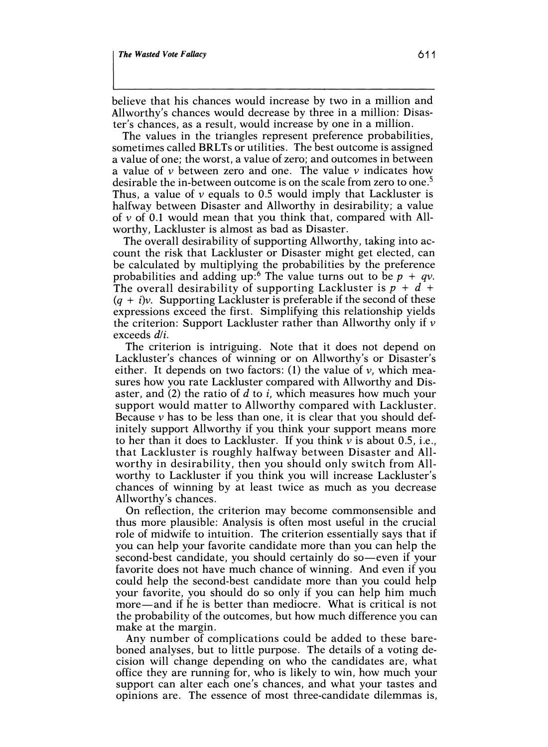believe that his chances would increase by two in a million and Allworthy's chances would decrease by three in a million: Disaster's chances, as a result, would increase by one in a million.

The values in the triangles represent preference probabilities, sometimes called BRLTs or utilities. The best outcome is assigned a value of one; the worst, a value of zero; and outcomes in between a value of $v$ between zero and one. The value $v$ indicates how desirable the in-between outcome is on the scale from zero to one.[5] Thus, a value of $v$ equals to 0.5 would imply that Lackluster is halfway between Disaster and Allworthy in desirability; a value of $v$ of 0.1 would mean that you think that, compared with Allworthy, Lackluster is almost as bad as Disaster.

The overall desirability of supporting Allworthy, taking into account the risk that Lackluster or Disaster might get elected, can be calculated by multiplying the probabilities by the preference probabilities and adding up:[6] The value turns out to be $p + qv$. The overall desirability of supporting Lackluster is $p + d + (q + i)v$. Supporting Lackluster is preferable if the second of these expressions exceed the first. Simplifying this relationship yields the criterion: Support Lackluster rather than Allworthy only if $v$ exceeds $d/i$.

The criterion is intriguing. Note that it does not depend on Lackluster's chances of winning or on Allworthy's or Disaster's either. It depends on two factors: (1) the value of $v$, which measures how you rate Lackluster compared with Allworthy and Disaster, and (2) the ratio of $d$ to $i$, which measures how much your support would matter to Allworthy compared with Lackluster. Because $v$ has to be less than one, it is clear that you should definitely support Allworthy if you think your support means more to her than it does to Lackluster. If you think $v$ is about 0.5, i.e., that Lackluster is roughly halfway between Disaster and Allworthy in desirability, then you should only switch from Allworthy to Lackluster if you think you will increase Lackluster's chances of winning by at least twice as much as you decrease Allworthy's chances.

On reflection, the criterion may become commonsensible and thus more plausible: Analysis is often most useful in the crucial role of midwife to intuition. The criterion essentially says that if you can help your favorite candidate more than you can help the second-best candidate, you should certainly do so—even if your favorite does not have much chance of winning. And even if you could help the second-best candidate more than you could help your favorite, you should do so only if you can help him much more—and if he is better than mediocre. What is critical is not the probability of the outcomes, but how much difference you can make at the margin.

Any number of complications could be added to these bare-boned analyses, but to little purpose. The details of a voting decision will change depending on who the candidates are, what office they are running for, who is likely to win, how much your support can alter each one's chances, and what your tastes and opinions are. The essence of most three-candidate dilemmas is,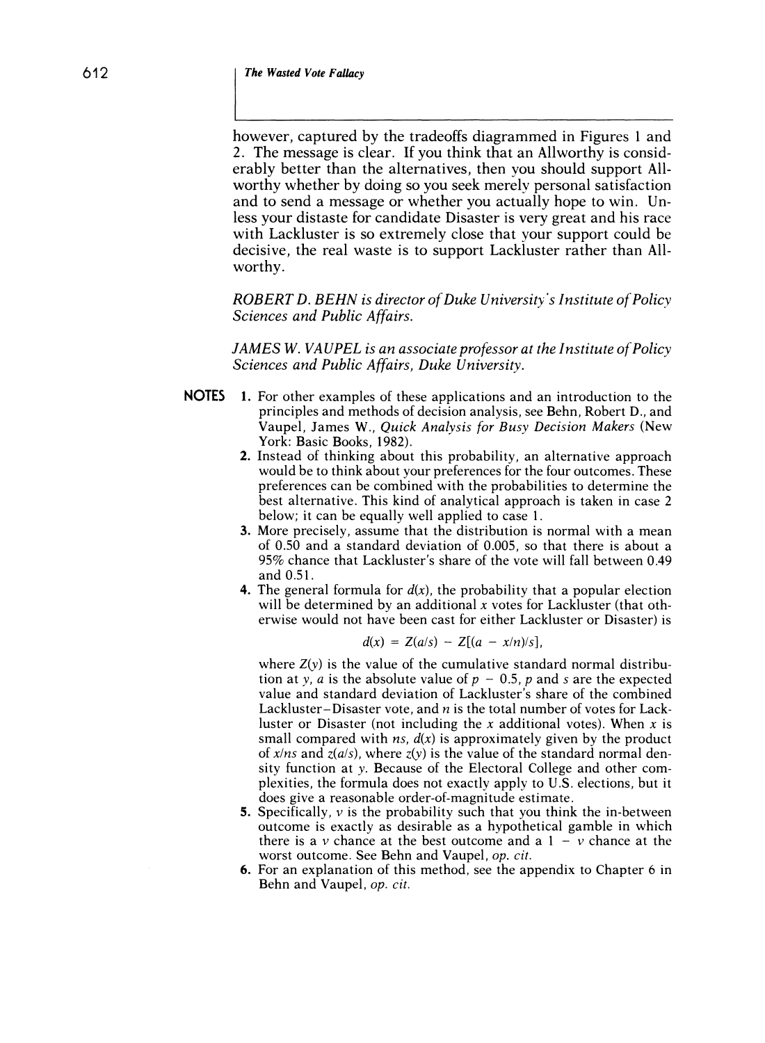however, captured by the tradeoffs diagrammed in Figures 1 and 2. The message is clear. If you think that an Allworthy is considerably better than the alternatives, then you should support Allworthy whether by doing so you seek merely personal satisfaction and to send a message or whether you actually hope to win. Unless your distaste for candidate Disaster is very great and his race with Lackluster is so extremely close that your support could be decisive, the real waste is to support Lackluster rather than Allworthy.

*ROBERT D. BEHN is director of Duke University's Institute of Policy Sciences and Public Affairs.*

*JAMES W. VAUPEL is an associate professor at the Institute of Policy Sciences and Public Affairs, Duke University.*

## NOTES

1. For other examples of these applications and an introduction to the principles and methods of decision analysis, see Behn, Robert D., and Vaupel, James W., *Quick Analysis for Busy Decision Makers* (New York: Basic Books, 1982).
2. Instead of thinking about this probability, an alternative approach would be to think about your preferences for the four outcomes. These preferences can be combined with the probabilities to determine the best alternative. This kind of analytical approach is taken in case 2 below; it can be equally well applied to case 1.
3. More precisely, assume that the distribution is normal with a mean of 0.50 and a standard deviation of 0.005, so that there is about a 95% chance that Lackluster's share of the vote will fall between 0.49 and 0.51.
4. The general formula for $d(x)$, the probability that a popular election will be determined by an additional $x$ votes for Lackluster (that otherwise would not have been cast for either Lackluster or Disaster) is

   $$d(x) = Z(a/s) - Z[(a - x/n)/s],$$

   where $Z(y)$ is the value of the cumulative standard normal distribution at $y$, $a$ is the absolute value of $p - 0.5$, $p$ and $s$ are the expected value and standard deviation of Lackluster's share of the combined Lackluster–Disaster vote, and $n$ is the total number of votes for Lackluster or Disaster (not including the $x$ additional votes). When $x$ is small compared with $ns$, $d(x)$ is approximately given by the product of $x/ns$ and $z(a/s)$, where $z(y)$ is the value of the standard normal density function at $y$. Because of the Electoral College and other complexities, the formula does not exactly apply to U.S. elections, but it does give a reasonable order-of-magnitude estimate.
5. Specifically, $v$ is the probability such that you think the in-between outcome is exactly as desirable as a hypothetical gamble in which there is a $v$ chance at the best outcome and a $1 - v$ chance at the worst outcome. See Behn and Vaupel, *op. cit.*
6. For an explanation of this method, see the appendix to Chapter 6 in Behn and Vaupel, *op. cit.*